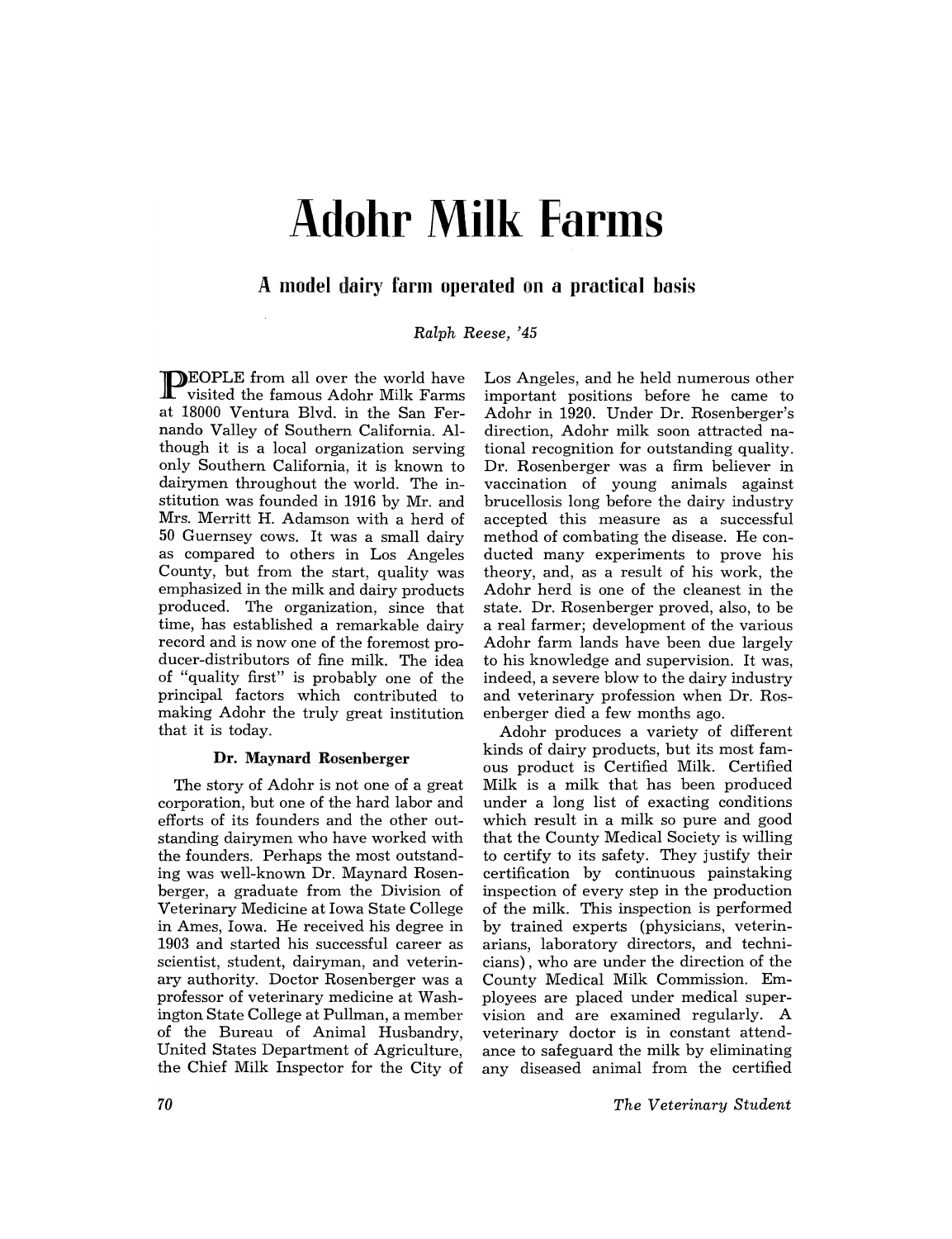# Adohr Milk Farms

## A model dairy farm operated on a practical basis

*Ralph Reese, '45*

PEOPLE from all over the world have visited the famous Adohr Milk Farms at 18000 Ventura Blvd. in the San Fernando Valley of Southern California. Although it is a local organization serving only Southern California, it is known to dairymen throughout the world. The institution was founded in 1916 by Mr. and Mrs. Merritt H. Adamson with a herd of 50 Guernsey cows. It was a small dairy as compared to others in Los Angeles County, but from the start, quality was emphasized in the milk and dairy products produced. The organization, since that time, has established a remarkable dairy record and is now one of the foremost producer-distributors of fine milk. The idea of "quality first" is probably one of the principal factors which contributed to making Adohr the truly great institution that it is today.

### Dr. Maynard Rosenberger

The story of Adohr is not one of a great corporation, but one of the hard labor and efforts of its founders and the other outstanding dairymen who have worked with the founders. Perhaps the most outstanding was well-known Dr. Maynard Rosenberger, a graduate from the Division of Veterinary Medicine at Iowa State College in Ames, Iowa. He received his degree in 1903 and started his successful career as scientist, student, dairyman, and veterinary authority. Doctor Rosenberger was a professor of veterinary medicine at Washington State College at Pullman, a member of the Bureau of Animal Husbandry, United States Department of Agriculture, the Chief Milk Inspector for the City of Los Angeles, and he held numerous other important positions before he came to Adohr in 1920. Under Dr. Rosenberger's direction, Adohr milk soon attracted national recognition for outstanding quality. Dr. Rosenberger was a firm believer in vaccination of young animals against brucellosis long before the dairy industry accepted this measure as a successful method of combating the disease. He conducted many experiments to prove his theory, and, as a result of his work, the Adohr herd is one of the cleanest in the state. Dr. Rosenberger proved, also, to be a real farmer; development of the various Adohr farm lands have been due largely to his knowledge and supervision. It was, indeed, a severe blow to the dairy industry and veterinary profession when Dr. Rosenberger died a few months ago.

Adohr produces a variety of different kinds of dairy products, but its most famous product is Certified Milk. Certified Milk is a milk that has been produced under a long list of exacting conditions which result in a milk so pure and good that the County Medical Society is willing to certify to its safety. They justify their certification by continuous painstaking inspection of every step in the production of the milk. This inspection is performed by trained experts (physicians, veterinarians, laboratory directors, and technicians), who are under the direction of the County Medical Milk Commission. Employees are placed under medical supervision and are examined regularly. A veterinary doctor is in constant attendance to safeguard the milk by eliminating any diseased animal from the certified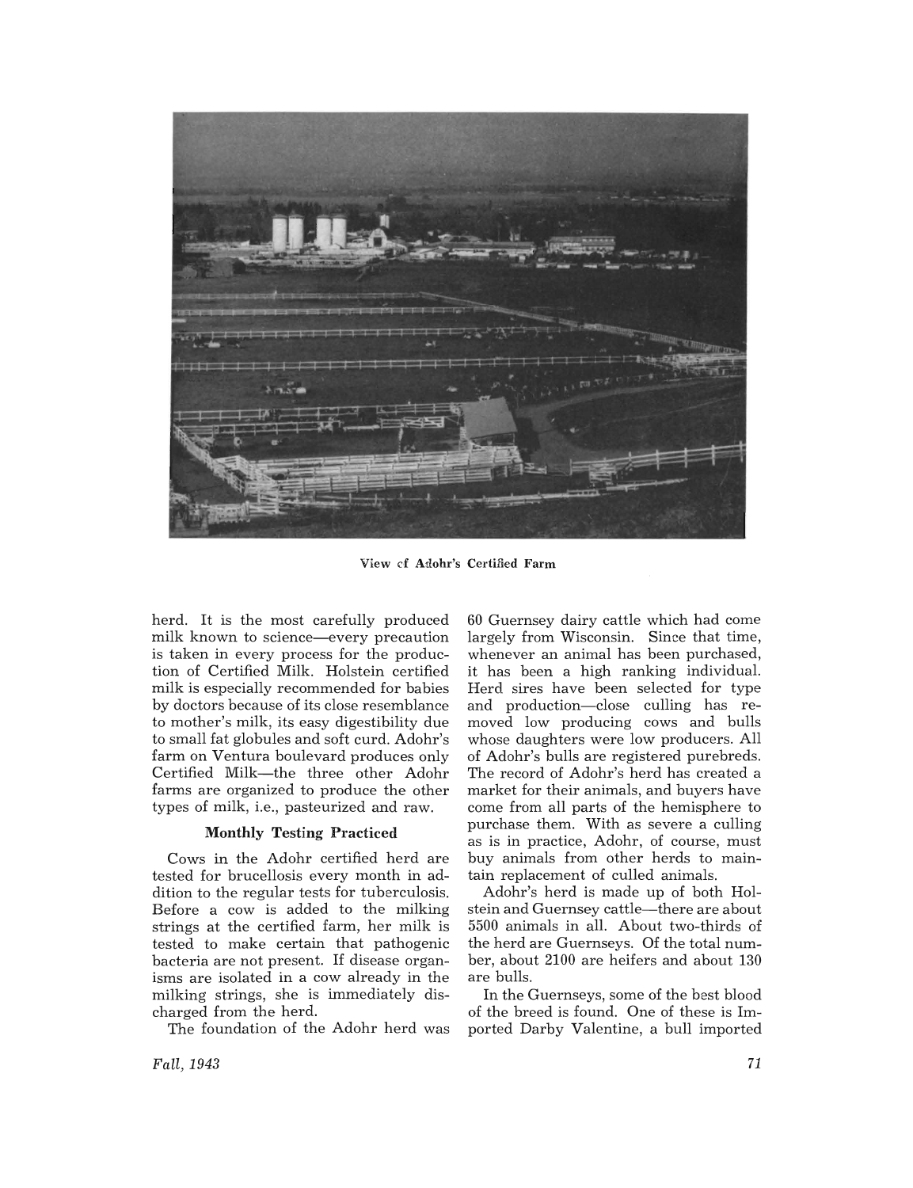View of Adohr's Certified Farm

herd. It is the most carefully produced milk known to science—every precaution is taken in every process for the production of Certified Milk. Holstein certified milk is especially recommended for babies by doctors because of its close resemblance to mother's milk, its easy digestibility due to small fat globules and soft curd. Adohr's farm on Ventura boulevard produces only Certified Milk—the three other Adohr farms are organized to produce the other types of milk, i.e., pasteurized and raw.

### Monthly Testing Practiced

Cows in the Adohr certified herd are tested for brucellosis every month in addition to the regular tests for tuberculosis. Before a cow is added to the milking strings at the certified farm, her milk is tested to make certain that pathogenic bacteria are not present. If disease organisms are isolated in a cow already in the milking strings, she is immediately discharged from the herd.

The foundation of the Adohr herd was 60 Guernsey dairy cattle which had come largely from Wisconsin. Since that time, whenever an animal has been purchased, it has been a high ranking individual. Herd sires have been selected for type and production—close culling has removed low producing cows and bulls whose daughters were low producers. All of Adohr's bulls are registered purebreds. The record of Adohr's herd has created a market for their animals, and buyers have come from all parts of the hemisphere to purchase them. With as severe a culling as is in practice, Adohr, of course, must buy animals from other herds to maintain replacement of culled animals.

Adohr's herd is made up of both Holstein and Guernsey cattle—there are about 5500 animals in all. About two-thirds of the herd are Guernseys. Of the total number, about 2100 are heifers and about 130 are bulls.

In the Guernseys, some of the best blood of the breed is found. One of these is Imported Darby Valentine, a bull imported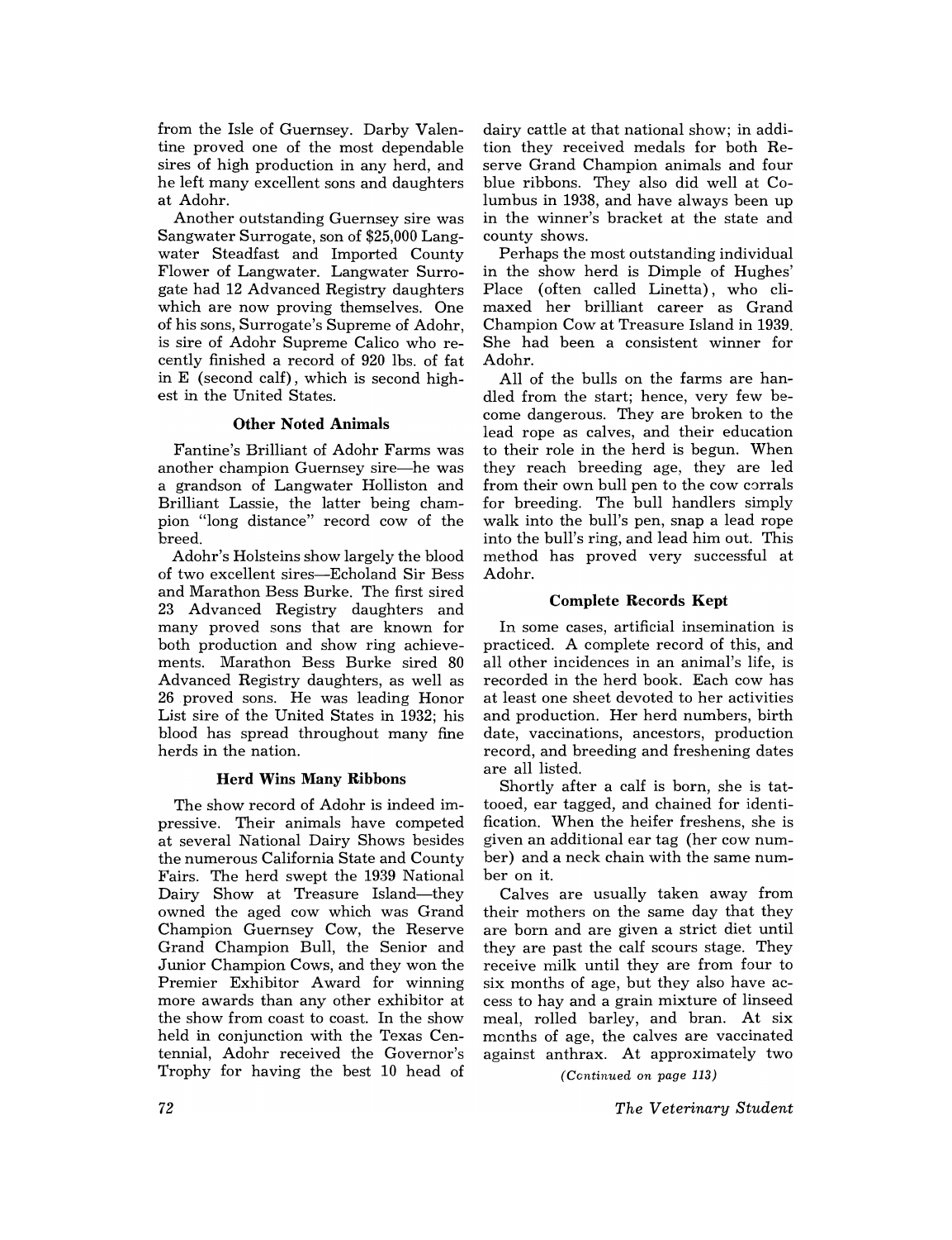from the Isle of Guernsey. Darby Valentine proved one of the most dependable sires of high production in any herd, and he left many excellent sons and daughters at Adohr.

Another outstanding Guernsey sire was Sangwater Surrogate, son of $25,000 Langwater Steadfast and Imported County Flower of Langwater. Langwater Surrogate had 12 Advanced Registry daughters which are now proving themselves. One of his sons, Surrogate's Supreme of Adohr, is sire of Adohr Supreme Calico who recently finished a record of 920 lbs. of fat in E (second calf), which is second highest in the United States.

### Other Noted Animals

Fantine's Brilliant of Adohr Farms was another champion Guernsey sire—he was a grandson of Langwater Holliston and Brilliant Lassie, the latter being champion "long distance" record cow of the breed.

Adohr's Holsteins show largely the blood of two excellent sires—Echoland Sir Bess and Marathon Bess Burke. The first sired 23 Advanced Registry daughters and many proved sons that are known for both production and show ring achievements. Marathon Bess Burke sired 80 Advanced Registry daughters, as well as 26 proved sons. He was leading Honor List sire of the United States in 1932; his blood has spread throughout many fine herds in the nation.

### Herd Wins Many Ribbons

The show record of Adohr is indeed impressive. Their animals have competed at several National Dairy Shows besides the numerous California State and County Fairs. The herd swept the 1939 National Dairy Show at Treasure Island—they owned the aged cow which was Grand Champion Guernsey Cow, the Reserve Grand Champion Bull, the Senior and Junior Champion Cows, and they won the Premier Exhibitor Award for winning more awards than any other exhibitor at the show from coast to coast. In the show held in conjunction with the Texas Centennial, Adohr received the Governor's Trophy for having the best 10 head of dairy cattle at that national show; in addition they received medals for both Reserve Grand Champion animals and four blue ribbons. They also did well at Columbus in 1938, and have always been up in the winner's bracket at the state and county shows.

Perhaps the most outstanding individual in the show herd is Dimple of Hughes' Place (often called Linetta), who climaxed her brilliant career as Grand Champion Cow at Treasure Island in 1939. She had been a consistent winner for Adohr.

All of the bulls on the farms are handled from the start; hence, very few become dangerous. They are broken to the lead rope as calves, and their education to their role in the herd is begun. When they reach breeding age, they are led from their own bull pen to the cow corrals for breeding. The bull handlers simply walk into the bull's pen, snap a lead rope into the bull's ring, and lead him out. This method has proved very successful at Adohr.

### Complete Records Kept

In some cases, artificial insemination is practiced. A complete record of this, and all other incidences in an animal's life, is recorded in the herd book. Each cow has at least one sheet devoted to her activities and production. Her herd numbers, birth date, vaccinations, ancestors, production record, and breeding and freshening dates are all listed.

Shortly after a calf is born, she is tattooed, ear tagged, and chained for identification. When the heifer freshens, she is given an additional ear tag (her cow number) and a neck chain with the same number on it.

Calves are usually taken away from their mothers on the same day that they are born and are given a strict diet until they are past the calf scours stage. They receive milk until they are from four to six months of age, but they also have access to hay and a grain mixture of linseed meal, rolled barley, and bran. At six months of age, the calves are vaccinated against anthrax. At approximately two

*(Continued on page 113)*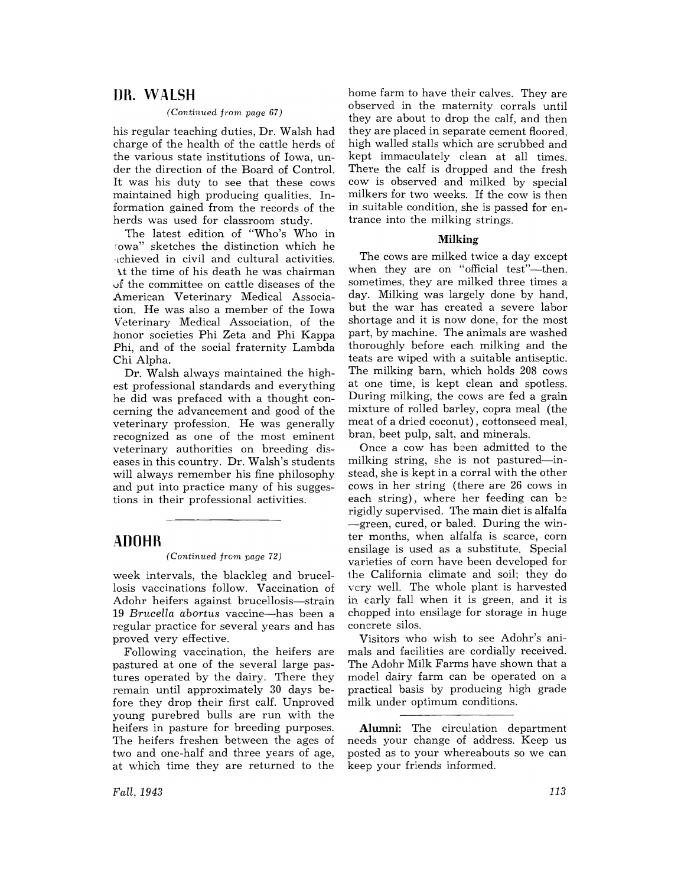## DR. WALSH

*(Continued from page 67)*

his regular teaching duties, Dr. Walsh had charge of the health of the cattle herds of the various state institutions of Iowa, under the direction of the Board of Control. It was his duty to see that these cows maintained high producing qualities. Information gained from the records of the herds was used for classroom study.

The latest edition of "Who's Who in Iowa" sketches the distinction which he achieved in civil and cultural activities. At the time of his death he was chairman of the committee on cattle diseases of the American Veterinary Medical Association. He was also a member of the Iowa Veterinary Medical Association, of the honor societies Phi Zeta and Phi Kappa Phi, and of the social fraternity Lambda Chi Alpha.

Dr. Walsh always maintained the highest professional standards and everything he did was prefaced with a thought concerning the advancement and good of the veterinary profession. He was generally recognized as one of the most eminent veterinary authorities on breeding diseases in this country. Dr. Walsh's students will always remember his fine philosophy and put into practice many of his suggestions in their professional activities.

---

## ADOHR

*(Continued from page 72)*

week intervals, the blackleg and brucellosis vaccinations follow. Vaccination of Adohr heifers against brucellosis—strain 19 *Brucella abortus* vaccine—has been a regular practice for several years and has proved very effective.

Following vaccination, the heifers are pastured at one of the several large pastures operated by the dairy. There they remain until approximately 30 days before they drop their first calf. Unproved young purebred bulls are run with the heifers in pasture for breeding purposes. The heifers freshen between the ages of two and one-half and three years of age, at which time they are returned to the home farm to have their calves. They are observed in the maternity corrals until they are about to drop the calf, and then they are placed in separate cement floored, high walled stalls which are scrubbed and kept immaculately clean at all times. There the calf is dropped and the fresh cow is observed and milked by special milkers for two weeks. If the cow is then in suitable condition, she is passed for entrance into the milking strings.

### Milking

The cows are milked twice a day except when they are on "official test"—then, sometimes, they are milked three times a day. Milking was largely done by hand, but the war has created a severe labor shortage and it is now done, for the most part, by machine. The animals are washed thoroughly before each milking and the teats are wiped with a suitable antiseptic. The milking barn, which holds 208 cows at one time, is kept clean and spotless. During milking, the cows are fed a grain mixture of rolled barley, copra meal (the meat of a dried coconut), cottonseed meal, bran, beet pulp, salt, and minerals.

Once a cow has been admitted to the milking string, she is not pastured—instead, she is kept in a corral with the other cows in her string (there are 26 cows in each string), where her feeding can be rigidly supervised. The main diet is alfalfa—green, cured, or baled. During the winter months, when alfalfa is scarce, corn ensilage is used as a substitute. Special varieties of corn have been developed for the California climate and soil; they do very well. The whole plant is harvested in early fall when it is green, and it is chopped into ensilage for storage in huge concrete silos.

Visitors who wish to see Adohr's animals and facilities are cordially received. The Adohr Milk Farms have shown that a model dairy farm can be operated on a practical basis by producing high grade milk under optimum conditions.

---

**Alumni:** The circulation department needs your change of address. Keep us posted as to your whereabouts so we can keep your friends informed.